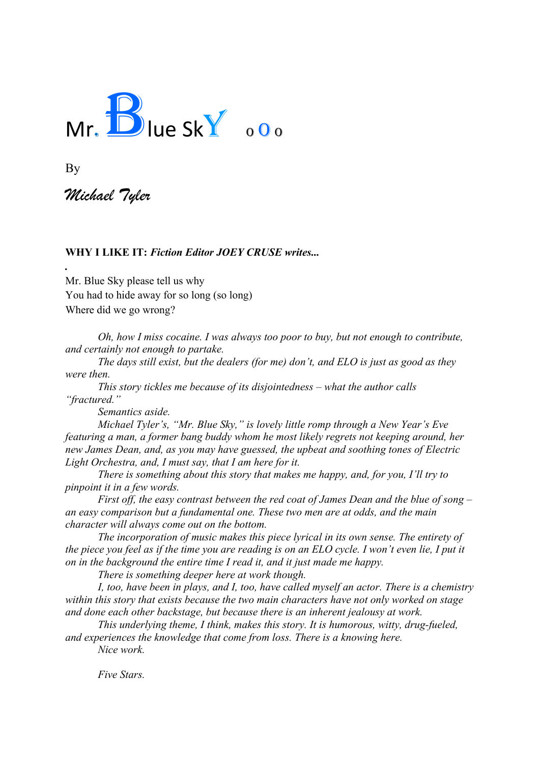# Mr. Blue SkY o O o

By

*Michael Tyler*

**WHY I LIKE IT:** ***Fiction Editor JOEY CRUSE writes...***

Mr. Blue Sky please tell us why
You had to hide away for so long (so long)
Where did we go wrong?

*Oh, how I miss cocaine. I was always too poor to buy, but not enough to contribute, and certainly not enough to partake.*

*The days still exist, but the dealers (for me) don't, and ELO is just as good as they were then.*

*This story tickles me because of its disjointedness – what the author calls "fractured."*

*Semantics aside.*

*Michael Tyler's, "Mr. Blue Sky," is lovely little romp through a New Year's Eve featuring a man, a former bang buddy whom he most likely regrets not keeping around, her new James Dean, and, as you may have guessed, the upbeat and soothing tones of Electric Light Orchestra, and, I must say, that I am here for it.*

*There is something about this story that makes me happy, and, for you, I'll try to pinpoint it in a few words.*

*First off, the easy contrast between the red coat of James Dean and the blue of song – an easy comparison but a fundamental one. These two men are at odds, and the main character will always come out on the bottom.*

*The incorporation of music makes this piece lyrical in its own sense. The entirety of the piece you feel as if the time you are reading is on an ELO cycle. I won't even lie, I put it on in the background the entire time I read it, and it just made me happy.*

*There is something deeper here at work though.*

*I, too, have been in plays, and I, too, have called myself an actor. There is a chemistry within this story that exists because the two main characters have not only worked on stage and done each other backstage, but because there is an inherent jealousy at work.*

*This underlying theme, I think, makes this story. It is humorous, witty, drug-fueled, and experiences the knowledge that come from loss. There is a knowing here.*

*Nice work.*

*Five Stars.*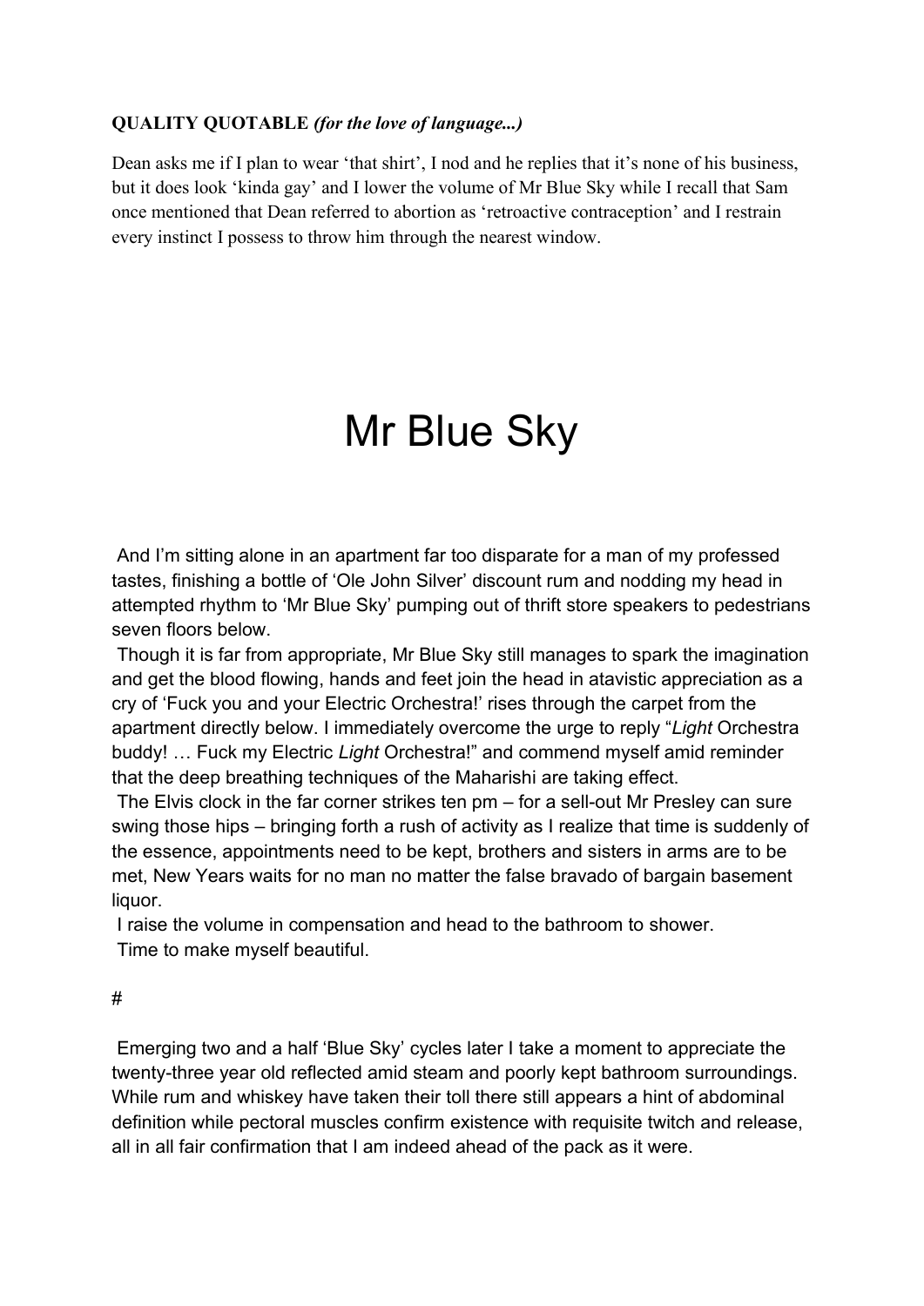**QUALITY QUOTABLE** ***(for the love of language...)***

Dean asks me if I plan to wear 'that shirt', I nod and he replies that it's none of his business, but it does look 'kinda gay' and I lower the volume of Mr Blue Sky while I recall that Sam once mentioned that Dean referred to abortion as 'retroactive contraception' and I restrain every instinct I possess to throw him through the nearest window.

# Mr Blue Sky

And I'm sitting alone in an apartment far too disparate for a man of my professed tastes, finishing a bottle of 'Ole John Silver' discount rum and nodding my head in attempted rhythm to 'Mr Blue Sky' pumping out of thrift store speakers to pedestrians seven floors below.

Though it is far from appropriate, Mr Blue Sky still manages to spark the imagination and get the blood flowing, hands and feet join the head in atavistic appreciation as a cry of 'Fuck you and your Electric Orchestra!' rises through the carpet from the apartment directly below. I immediately overcome the urge to reply "*Light* Orchestra buddy! … Fuck my Electric *Light* Orchestra!" and commend myself amid reminder that the deep breathing techniques of the Maharishi are taking effect.

The Elvis clock in the far corner strikes ten pm – for a sell-out Mr Presley can sure swing those hips – bringing forth a rush of activity as I realize that time is suddenly of the essence, appointments need to be kept, brothers and sisters in arms are to be met, New Years waits for no man no matter the false bravado of bargain basement liquor.

I raise the volume in compensation and head to the bathroom to shower.

Time to make myself beautiful.

#

Emerging two and a half 'Blue Sky' cycles later I take a moment to appreciate the twenty-three year old reflected amid steam and poorly kept bathroom surroundings. While rum and whiskey have taken their toll there still appears a hint of abdominal definition while pectoral muscles confirm existence with requisite twitch and release, all in all fair confirmation that I am indeed ahead of the pack as it were.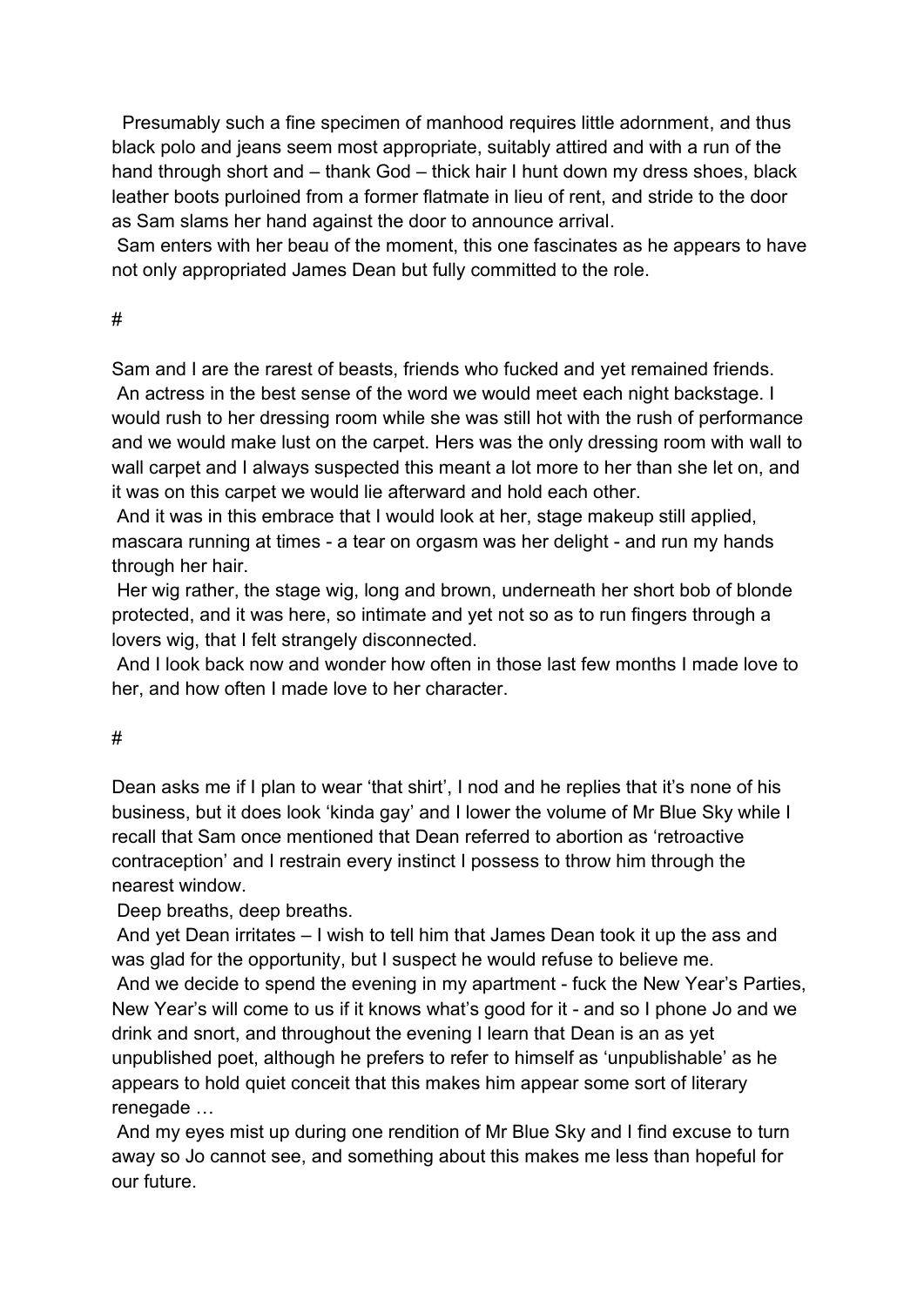Presumably such a fine specimen of manhood requires little adornment, and thus black polo and jeans seem most appropriate, suitably attired and with a run of the hand through short and – thank God – thick hair I hunt down my dress shoes, black leather boots purloined from a former flatmate in lieu of rent, and stride to the door as Sam slams her hand against the door to announce arrival.

Sam enters with her beau of the moment, this one fascinates as he appears to have not only appropriated James Dean but fully committed to the role.

#

Sam and I are the rarest of beasts, friends who fucked and yet remained friends.

An actress in the best sense of the word we would meet each night backstage. I would rush to her dressing room while she was still hot with the rush of performance and we would make lust on the carpet. Hers was the only dressing room with wall to wall carpet and I always suspected this meant a lot more to her than she let on, and it was on this carpet we would lie afterward and hold each other.

And it was in this embrace that I would look at her, stage makeup still applied, mascara running at times - a tear on orgasm was her delight - and run my hands through her hair.

Her wig rather, the stage wig, long and brown, underneath her short bob of blonde protected, and it was here, so intimate and yet not so as to run fingers through a lovers wig, that I felt strangely disconnected.

And I look back now and wonder how often in those last few months I made love to her, and how often I made love to her character.

#

Dean asks me if I plan to wear 'that shirt', I nod and he replies that it's none of his business, but it does look 'kinda gay' and I lower the volume of Mr Blue Sky while I recall that Sam once mentioned that Dean referred to abortion as 'retroactive contraception' and I restrain every instinct I possess to throw him through the nearest window.

Deep breaths, deep breaths.

And yet Dean irritates – I wish to tell him that James Dean took it up the ass and was glad for the opportunity, but I suspect he would refuse to believe me.

And we decide to spend the evening in my apartment - fuck the New Year's Parties, New Year's will come to us if it knows what's good for it - and so I phone Jo and we drink and snort, and throughout the evening I learn that Dean is an as yet unpublished poet, although he prefers to refer to himself as 'unpublishable' as he appears to hold quiet conceit that this makes him appear some sort of literary renegade …

And my eyes mist up during one rendition of Mr Blue Sky and I find excuse to turn away so Jo cannot see, and something about this makes me less than hopeful for our future.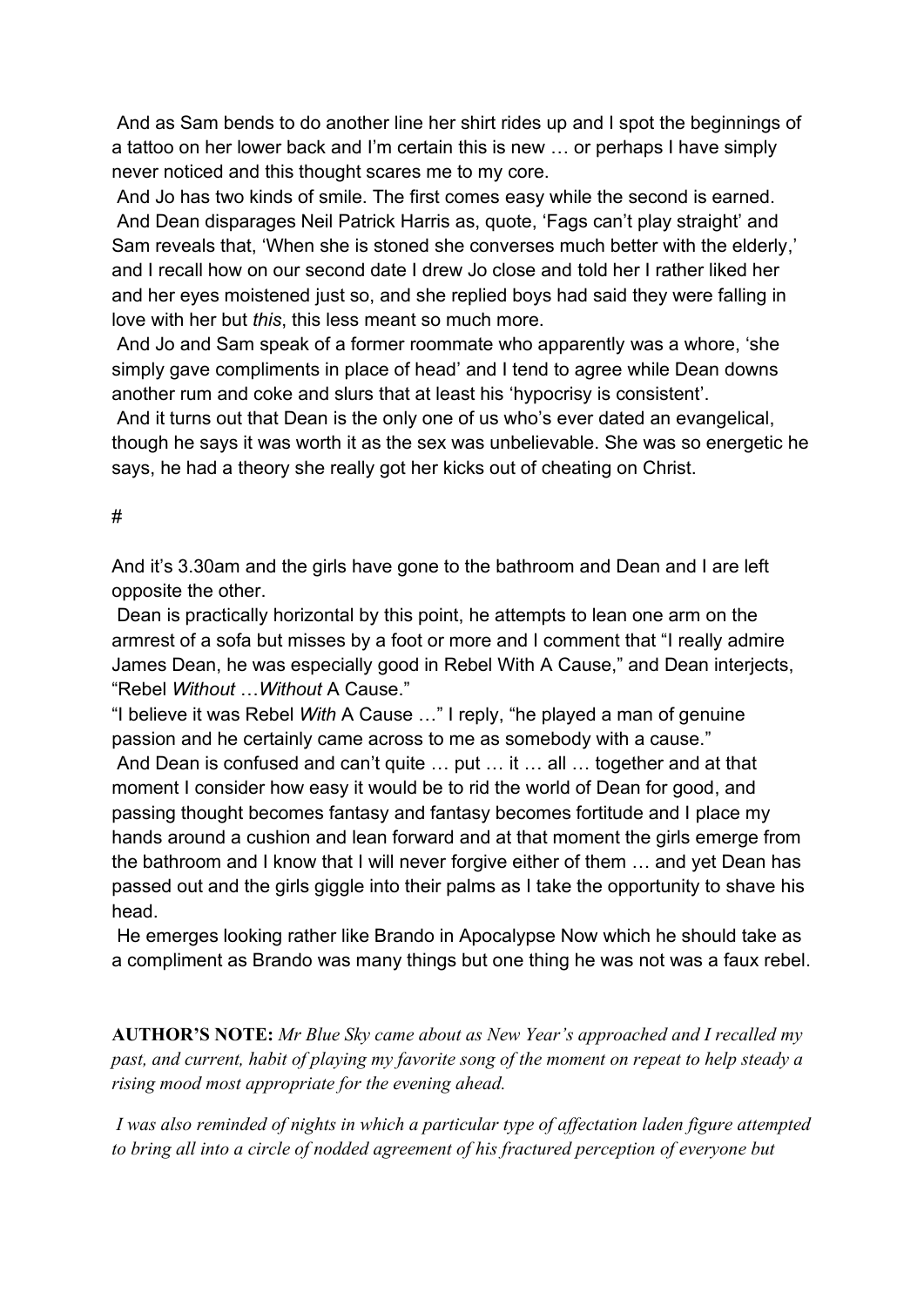And as Sam bends to do another line her shirt rides up and I spot the beginnings of a tattoo on her lower back and I'm certain this is new … or perhaps I have simply never noticed and this thought scares me to my core.

And Jo has two kinds of smile. The first comes easy while the second is earned.

And Dean disparages Neil Patrick Harris as, quote, 'Fags can't play straight' and Sam reveals that, 'When she is stoned she converses much better with the elderly,' and I recall how on our second date I drew Jo close and told her I rather liked her and her eyes moistened just so, and she replied boys had said they were falling in love with her but *this*, this less meant so much more.

And Jo and Sam speak of a former roommate who apparently was a whore, 'she simply gave compliments in place of head' and I tend to agree while Dean downs another rum and coke and slurs that at least his 'hypocrisy is consistent'.

And it turns out that Dean is the only one of us who's ever dated an evangelical, though he says it was worth it as the sex was unbelievable. She was so energetic he says, he had a theory she really got her kicks out of cheating on Christ.

#

And it's 3.30am and the girls have gone to the bathroom and Dean and I are left opposite the other.

Dean is practically horizontal by this point, he attempts to lean one arm on the armrest of a sofa but misses by a foot or more and I comment that "I really admire James Dean, he was especially good in Rebel With A Cause," and Dean interjects, "Rebel *Without* …*Without* A Cause."

"I believe it was Rebel *With* A Cause …" I reply, "he played a man of genuine passion and he certainly came across to me as somebody with a cause."

And Dean is confused and can't quite … put … it … all … together and at that moment I consider how easy it would be to rid the world of Dean for good, and passing thought becomes fantasy and fantasy becomes fortitude and I place my hands around a cushion and lean forward and at that moment the girls emerge from the bathroom and I know that I will never forgive either of them … and yet Dean has passed out and the girls giggle into their palms as I take the opportunity to shave his head.

He emerges looking rather like Brando in Apocalypse Now which he should take as a compliment as Brando was many things but one thing he was not was a faux rebel.

**AUTHOR'S NOTE:** *Mr Blue Sky came about as New Year's approached and I recalled my past, and current, habit of playing my favorite song of the moment on repeat to help steady a rising mood most appropriate for the evening ahead.*

*I was also reminded of nights in which a particular type of affectation laden figure attempted to bring all into a circle of nodded agreement of his fractured perception of everyone but*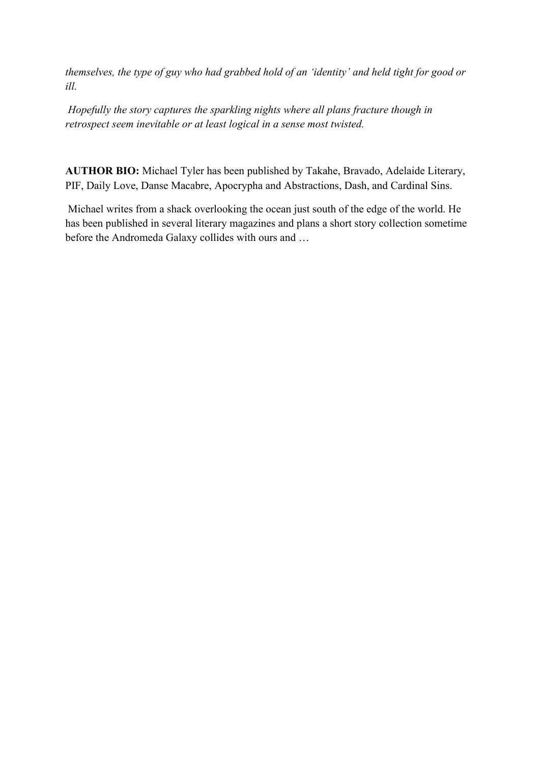*themselves, the type of guy who had grabbed hold of an 'identity' and held tight for good or ill.*

*Hopefully the story captures the sparkling nights where all plans fracture though in retrospect seem inevitable or at least logical in a sense most twisted.*

**AUTHOR BIO:** Michael Tyler has been published by Takahe, Bravado, Adelaide Literary, PIF, Daily Love, Danse Macabre, Apocrypha and Abstractions, Dash, and Cardinal Sins.

Michael writes from a shack overlooking the ocean just south of the edge of the world. He has been published in several literary magazines and plans a short story collection sometime before the Andromeda Galaxy collides with ours and …